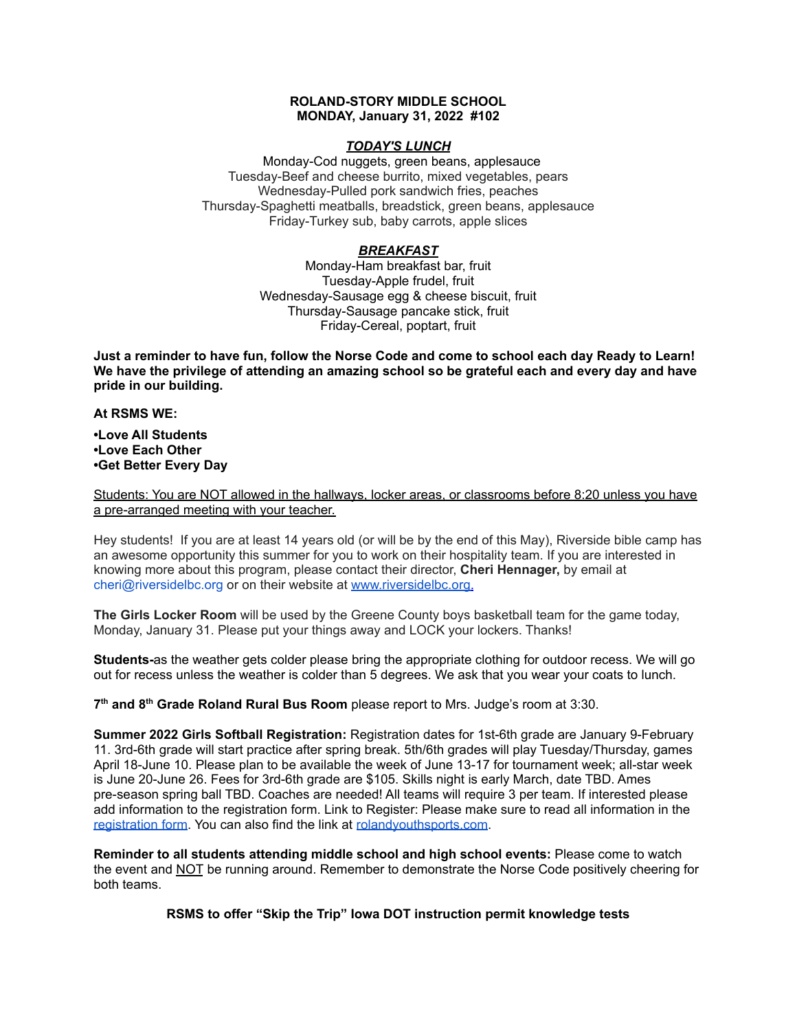**ROLAND-STORY MIDDLE SCHOOL**
**MONDAY, January 31, 2022 #102**

***TODAY'S LUNCH***

Monday-Cod nuggets, green beans, applesauce
Tuesday-Beef and cheese burrito, mixed vegetables, pears
Wednesday-Pulled pork sandwich fries, peaches
Thursday-Spaghetti meatballs, breadstick, green beans, applesauce
Friday-Turkey sub, baby carrots, apple slices

***BREAKFAST***

Monday-Ham breakfast bar, fruit
Tuesday-Apple frudel, fruit
Wednesday-Sausage egg & cheese biscuit, fruit
Thursday-Sausage pancake stick, fruit
Friday-Cereal, poptart, fruit

**Just a reminder to have fun, follow the Norse Code and come to school each day Ready to Learn! We have the privilege of attending an amazing school so be grateful each and every day and have pride in our building.**

**At RSMS WE:**

**•Love All Students**
**•Love Each Other**
**•Get Better Every Day**

Students: You are NOT allowed in the hallways, locker areas, or classrooms before 8:20 unless you have a pre-arranged meeting with your teacher.

Hey students! If you are at least 14 years old (or will be by the end of this May), Riverside bible camp has an awesome opportunity this summer for you to work on their hospitality team. If you are interested in knowing more about this program, please contact their director, **Cheri Hennager,** by email at cheri@riversidelbc.org or on their website at [www.riversidelbc.org.](www.riversidelbc.org)

**The Girls Locker Room** will be used by the Greene County boys basketball team for the game today, Monday, January 31. Please put your things away and LOCK your lockers. Thanks!

**Students-**as the weather gets colder please bring the appropriate clothing for outdoor recess. We will go out for recess unless the weather is colder than 5 degrees. We ask that you wear your coats to lunch.

**7th and 8th Grade Roland Rural Bus Room** please report to Mrs. Judge's room at 3:30.

**Summer 2022 Girls Softball Registration:** Registration dates for 1st-6th grade are January 9-February 11. 3rd-6th grade will start practice after spring break. 5th/6th grades will play Tuesday/Thursday, games April 18-June 10. Please plan to be available the week of June 13-17 for tournament week; all-star week is June 20-June 26. Fees for 3rd-6th grade are $105. Skills night is early March, date TBD. Ames pre-season spring ball TBD. Coaches are needed! All teams will require 3 per team. If interested please add information to the registration form. Link to Register: Please make sure to read all information in the [registration form](registration form). You can also find the link at [rolandyouthsports.com](rolandyouthsports.com).

**Reminder to all students attending middle school and high school events:** Please come to watch the event and NOT be running around. Remember to demonstrate the Norse Code positively cheering for both teams.

**RSMS to offer "Skip the Trip" Iowa DOT instruction permit knowledge tests**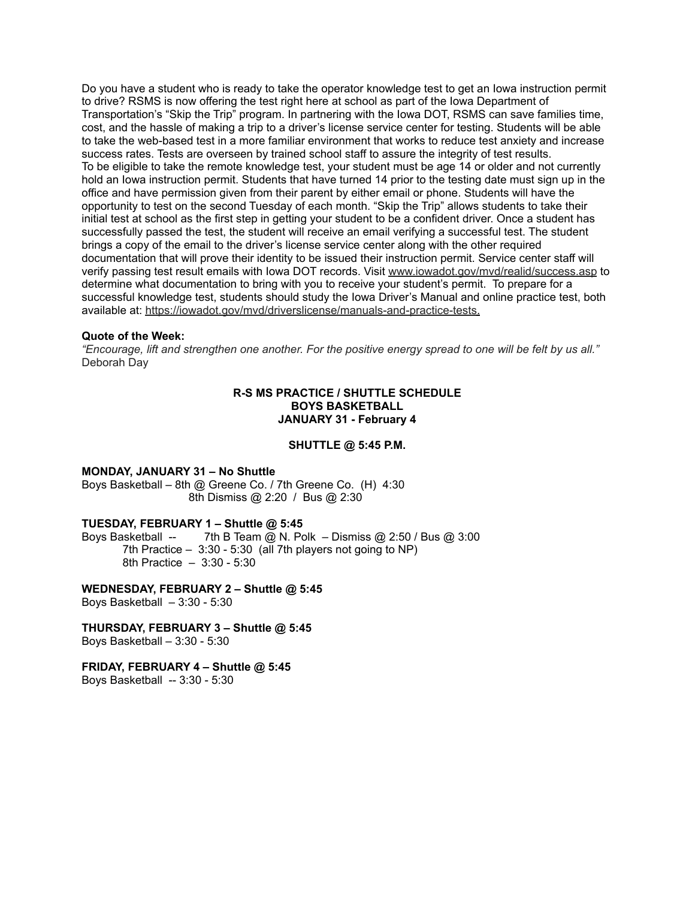Do you have a student who is ready to take the operator knowledge test to get an Iowa instruction permit to drive? RSMS is now offering the test right here at school as part of the Iowa Department of Transportation's "Skip the Trip" program. In partnering with the Iowa DOT, RSMS can save families time, cost, and the hassle of making a trip to a driver's license service center for testing. Students will be able to take the web-based test in a more familiar environment that works to reduce test anxiety and increase success rates. Tests are overseen by trained school staff to assure the integrity of test results.
To be eligible to take the remote knowledge test, your student must be age 14 or older and not currently hold an Iowa instruction permit. Students that have turned 14 prior to the testing date must sign up in the office and have permission given from their parent by either email or phone. Students will have the opportunity to test on the second Tuesday of each month. "Skip the Trip" allows students to take their initial test at school as the first step in getting your student to be a confident driver. Once a student has successfully passed the test, the student will receive an email verifying a successful test. The student brings a copy of the email to the driver's license service center along with the other required documentation that will prove their identity to be issued their instruction permit. Service center staff will verify passing test result emails with Iowa DOT records. Visit www.iowadot.gov/mvd/realid/success.asp to determine what documentation to bring with you to receive your student's permit. To prepare for a successful knowledge test, students should study the Iowa Driver's Manual and online practice test, both available at: https://iowadot.gov/mvd/driverslicense/manuals-and-practice-tests.

**Quote of the Week:**
*"Encourage, lift and strengthen one another. For the positive energy spread to one will be felt by us all."* Deborah Day

**R-S MS PRACTICE / SHUTTLE SCHEDULE**
**BOYS BASKETBALL**
**JANUARY 31 - February 4**

**SHUTTLE @ 5:45 P.M.**

**MONDAY, JANUARY 31 – No Shuttle**
Boys Basketball – 8th @ Greene Co. / 7th Greene Co. (H) 4:30
8th Dismiss @ 2:20 / Bus @ 2:30

**TUESDAY, FEBRUARY 1 – Shuttle @ 5:45**
Boys Basketball -- 7th B Team @ N. Polk – Dismiss @ 2:50 / Bus @ 3:00
7th Practice – 3:30 - 5:30 (all 7th players not going to NP)
8th Practice – 3:30 - 5:30

**WEDNESDAY, FEBRUARY 2 – Shuttle @ 5:45**
Boys Basketball – 3:30 - 5:30

**THURSDAY, FEBRUARY 3 – Shuttle @ 5:45**
Boys Basketball – 3:30 - 5:30

**FRIDAY, FEBRUARY 4 – Shuttle @ 5:45**
Boys Basketball -- 3:30 - 5:30